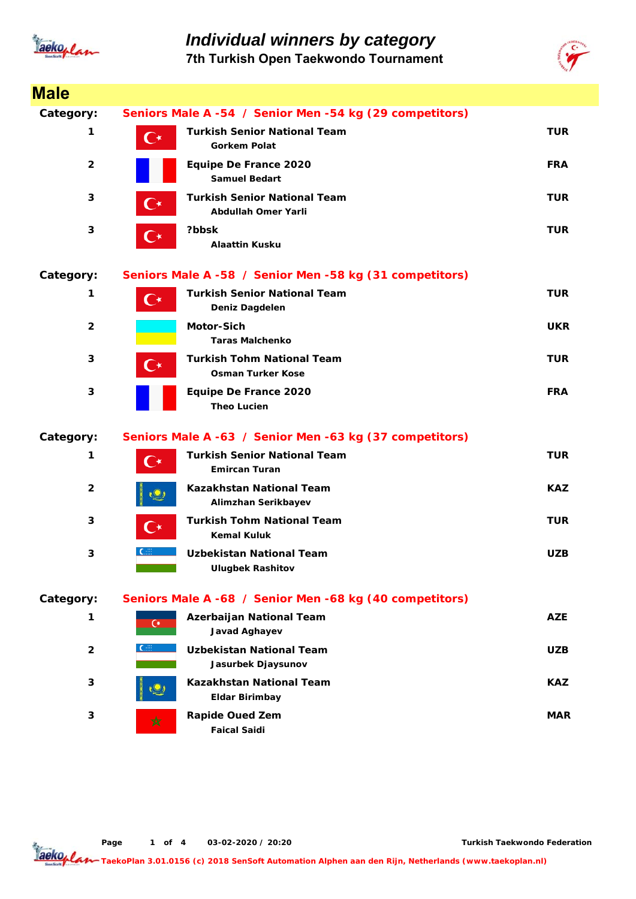# Individual winners by category

## 7th Turkish Open Taekwondo Tournament

## Male

**Category: Seniors Male A -54 / Senior Men -54 kg (29 competitors)**

| Place | Team / Name | Country |
|---|---|---|
| 1 | Turkish Senior National Team<br>Gorkem Polat | TUR |
| 2 | Equipe De France 2020<br>Samuel Bedart | FRA |
| 3 | Turkish Senior National Team<br>Abdullah Omer Yarli | TUR |
| 3 | ?bbsk<br>Alaattin Kusku | TUR |

**Category: Seniors Male A -58 / Senior Men -58 kg (31 competitors)**

| Place | Team / Name | Country |
|---|---|---|
| 1 | Turkish Senior National Team<br>Deniz Dagdelen | TUR |
| 2 | Motor-Sich<br>Taras Malchenko | UKR |
| 3 | Turkish Tohm National Team<br>Osman Turker Kose | TUR |
| 3 | Equipe De France 2020<br>Theo Lucien | FRA |

**Category: Seniors Male A -63 / Senior Men -63 kg (37 competitors)**

| Place | Team / Name | Country |
|---|---|---|
| 1 | Turkish Senior National Team<br>Emircan Turan | TUR |
| 2 | Kazakhstan National Team<br>Alimzhan Serikbayev | KAZ |
| 3 | Turkish Tohm National Team<br>Kemal Kuluk | TUR |
| 3 | Uzbekistan National Team<br>Ulugbek Rashitov | UZB |

**Category: Seniors Male A -68 / Senior Men -68 kg (40 competitors)**

| Place | Team / Name | Country |
|---|---|---|
| 1 | Azerbaijan National Team<br>Javad Aghayev | AZE |
| 2 | Uzbekistan National Team<br>Jasurbek Djaysunov | UZB |
| 3 | Kazakhstan National Team<br>Eldar Birimbay | KAZ |
| 3 | Rapide Oued Zem<br>Faical Saidi | MAR |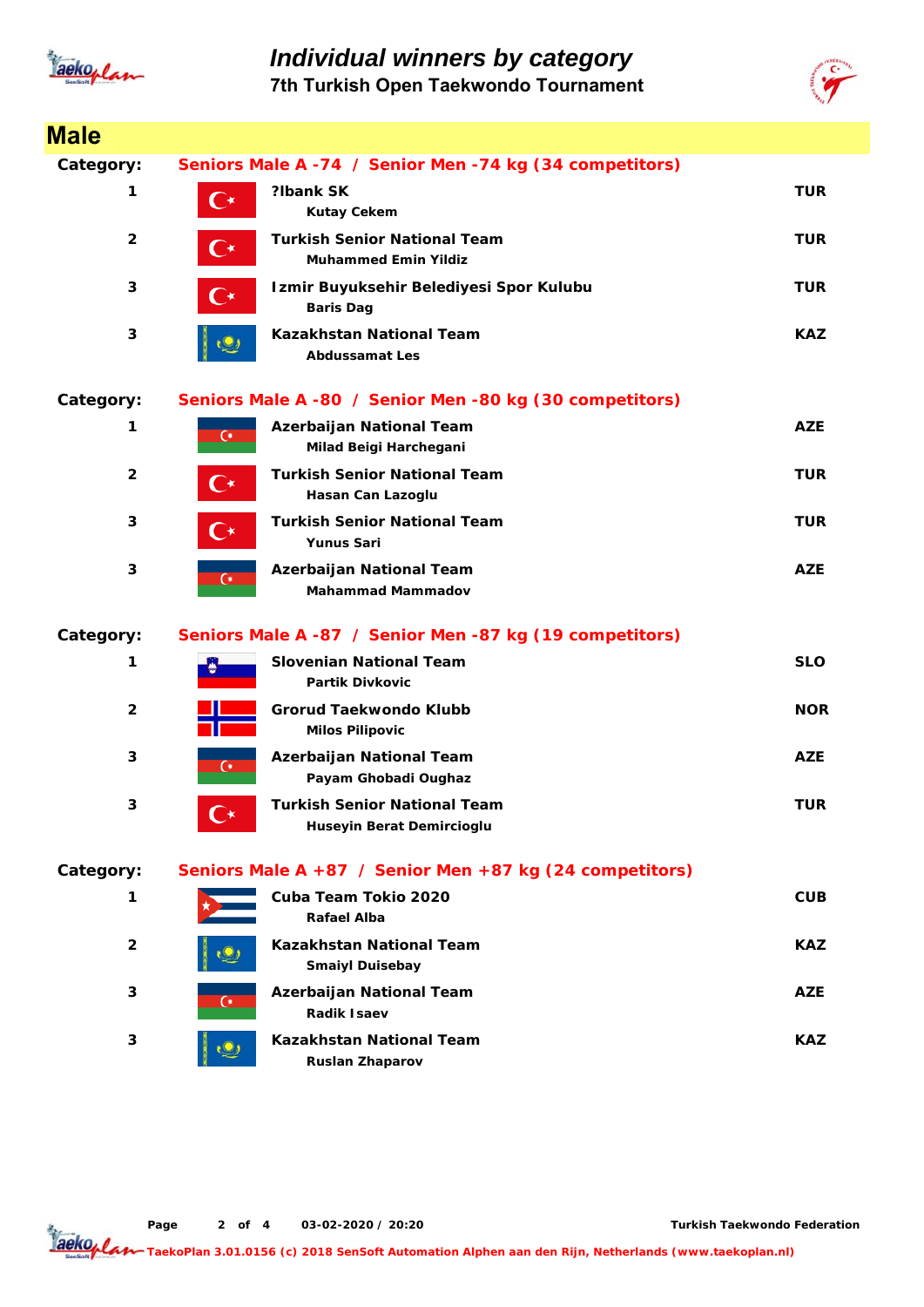# Individual winners by category

## 7th Turkish Open Taekwondo Tournament

## Male

**Category: Seniors Male A -74 / Senior Men -74 kg (34 competitors)**

| Place | Club / Name | Country |
|---|---|---|
| 1 | **?lbank SK**<br>Kutay Cekem | TUR |
| 2 | **Turkish Senior National Team**<br>Muhammed Emin Yildiz | TUR |
| 3 | **Izmir Buyuksehir Belediyesi Spor Kulubu**<br>Baris Dag | TUR |
| 3 | **Kazakhstan National Team**<br>Abdussamat Les | KAZ |

**Category: Seniors Male A -80 / Senior Men -80 kg (30 competitors)**

| Place | Club / Name | Country |
|---|---|---|
| 1 | **Azerbaijan National Team**<br>Milad Beigi Harchegani | AZE |
| 2 | **Turkish Senior National Team**<br>Hasan Can Lazoglu | TUR |
| 3 | **Turkish Senior National Team**<br>Yunus Sari | TUR |
| 3 | **Azerbaijan National Team**<br>Mahammad Mammadov | AZE |

**Category: Seniors Male A -87 / Senior Men -87 kg (19 competitors)**

| Place | Club / Name | Country |
|---|---|---|
| 1 | **Slovenian National Team**<br>Partik Divkovic | SLO |
| 2 | **Grorud Taekwondo Klubb**<br>Milos Pilipovic | NOR |
| 3 | **Azerbaijan National Team**<br>Payam Ghobadi Oughaz | AZE |
| 3 | **Turkish Senior National Team**<br>Huseyin Berat Demircioglu | TUR |

**Category: Seniors Male A +87 / Senior Men +87 kg (24 competitors)**

| Place | Club / Name | Country |
|---|---|---|
| 1 | **Cuba Team Tokio 2020**<br>Rafael Alba | CUB |
| 2 | **Kazakhstan National Team**<br>Smaiyl Duisebay | KAZ |
| 3 | **Azerbaijan National Team**<br>Radik Isaev | AZE |
| 3 | **Kazakhstan National Team**<br>Ruslan Zhaparov | KAZ |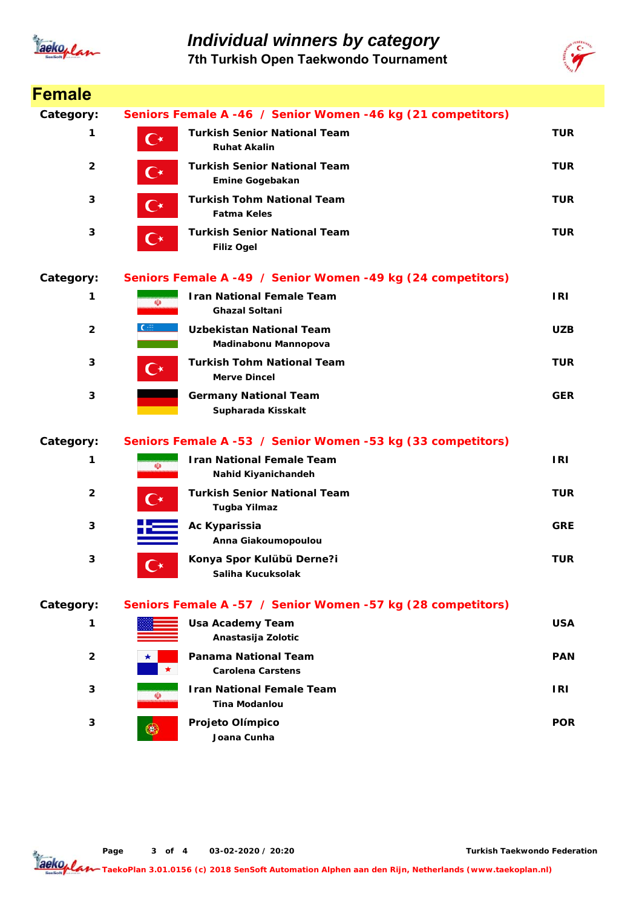# Individual winners by category

## 7th Turkish Open Taekwondo Tournament

## Female

**Category:** Seniors Female A -46 / Senior Women -46 kg (21 competitors)

| Place | Team / Name | Country |
|---|---|---|
| 1 | **Turkish Senior National Team**<br>Ruhat Akalin | TUR |
| 2 | **Turkish Senior National Team**<br>Emine Gogebakan | TUR |
| 3 | **Turkish Tohm National Team**<br>Fatma Keles | TUR |
| 3 | **Turkish Senior National Team**<br>Filiz Ogel | TUR |

**Category:** Seniors Female A -49 / Senior Women -49 kg (24 competitors)

| Place | Team / Name | Country |
|---|---|---|
| 1 | **Iran National Female Team**<br>Ghazal Soltani | IRI |
| 2 | **Uzbekistan National Team**<br>Madinabonu Mannopova | UZB |
| 3 | **Turkish Tohm National Team**<br>Merve Dincel | TUR |
| 3 | **Germany National Team**<br>Supharada Kisskalt | GER |

**Category:** Seniors Female A -53 / Senior Women -53 kg (33 competitors)

| Place | Team / Name | Country |
|---|---|---|
| 1 | **Iran National Female Team**<br>Nahid Kiyanichandeh | IRI |
| 2 | **Turkish Senior National Team**<br>Tugba Yilmaz | TUR |
| 3 | **Ac Kyparissia**<br>Anna Giakoumopoulou | GRE |
| 3 | **Konya Spor Kulübü Derne?i**<br>Saliha Kucuksolak | TUR |

**Category:** Seniors Female A -57 / Senior Women -57 kg (28 competitors)

| Place | Team / Name | Country |
|---|---|---|
| 1 | **Usa Academy Team**<br>Anastasija Zolotic | USA |
| 2 | **Panama National Team**<br>Carolena Carstens | PAN |
| 3 | **Iran National Female Team**<br>Tina Modanlou | IRI |
| 3 | **Projeto Olímpico**<br>Joana Cunha | POR |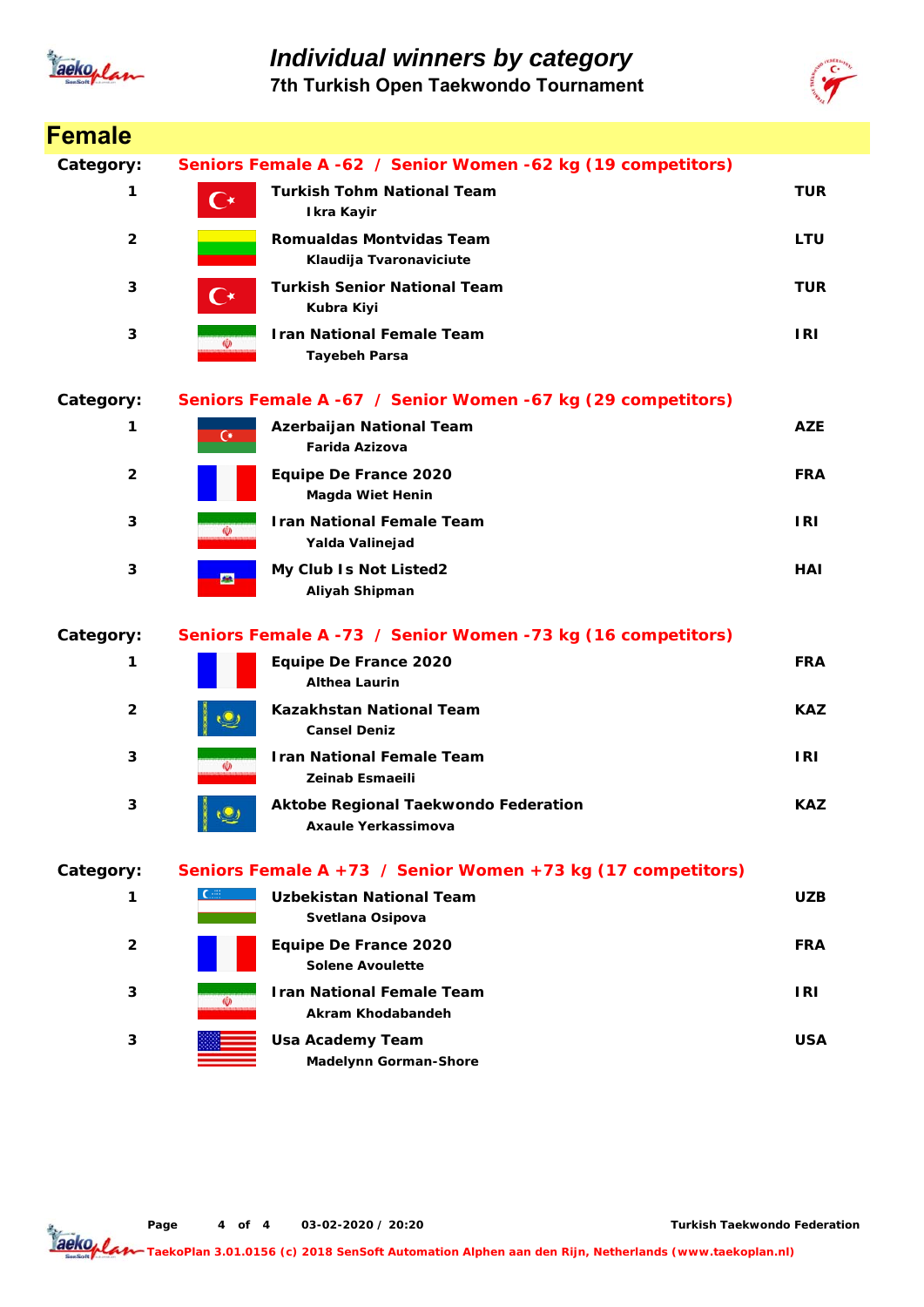# Individual winners by category

## 7th Turkish Open Taekwondo Tournament

## Female

**Category:** Seniors Female A -62 / Senior Women -62 kg (19 competitors)

| Place | Team / Competitor | Country |
|---|---|---|
| 1 | **Turkish Tohm National Team**<br>Ikra Kayir | TUR |
| 2 | **Romualdas Montvidas Team**<br>Klaudija Tvaronaviciute | LTU |
| 3 | **Turkish Senior National Team**<br>Kubra Kiyi | TUR |
| 3 | **Iran National Female Team**<br>Tayebeh Parsa | IRI |

**Category:** Seniors Female A -67 / Senior Women -67 kg (29 competitors)

| Place | Team / Competitor | Country |
|---|---|---|
| 1 | **Azerbaijan National Team**<br>Farida Azizova | AZE |
| 2 | **Equipe De France 2020**<br>Magda Wiet Henin | FRA |
| 3 | **Iran National Female Team**<br>Yalda Valinejad | IRI |
| 3 | **My Club Is Not Listed2**<br>Aliyah Shipman | HAI |

**Category:** Seniors Female A -73 / Senior Women -73 kg (16 competitors)

| Place | Team / Competitor | Country |
|---|---|---|
| 1 | **Equipe De France 2020**<br>Althea Laurin | FRA |
| 2 | **Kazakhstan National Team**<br>Cansel Deniz | KAZ |
| 3 | **Iran National Female Team**<br>Zeinab Esmaeili | IRI |
| 3 | **Aktobe Regional Taekwondo Federation**<br>Axaule Yerkassimova | KAZ |

**Category:** Seniors Female A +73 / Senior Women +73 kg (17 competitors)

| Place | Team / Competitor | Country |
|---|---|---|
| 1 | **Uzbekistan National Team**<br>Svetlana Osipova | UZB |
| 2 | **Equipe De France 2020**<br>Solene Avoulette | FRA |
| 3 | **Iran National Female Team**<br>Akram Khodabandeh | IRI |
| 3 | **Usa Academy Team**<br>Madelynn Gorman-Shore | USA |